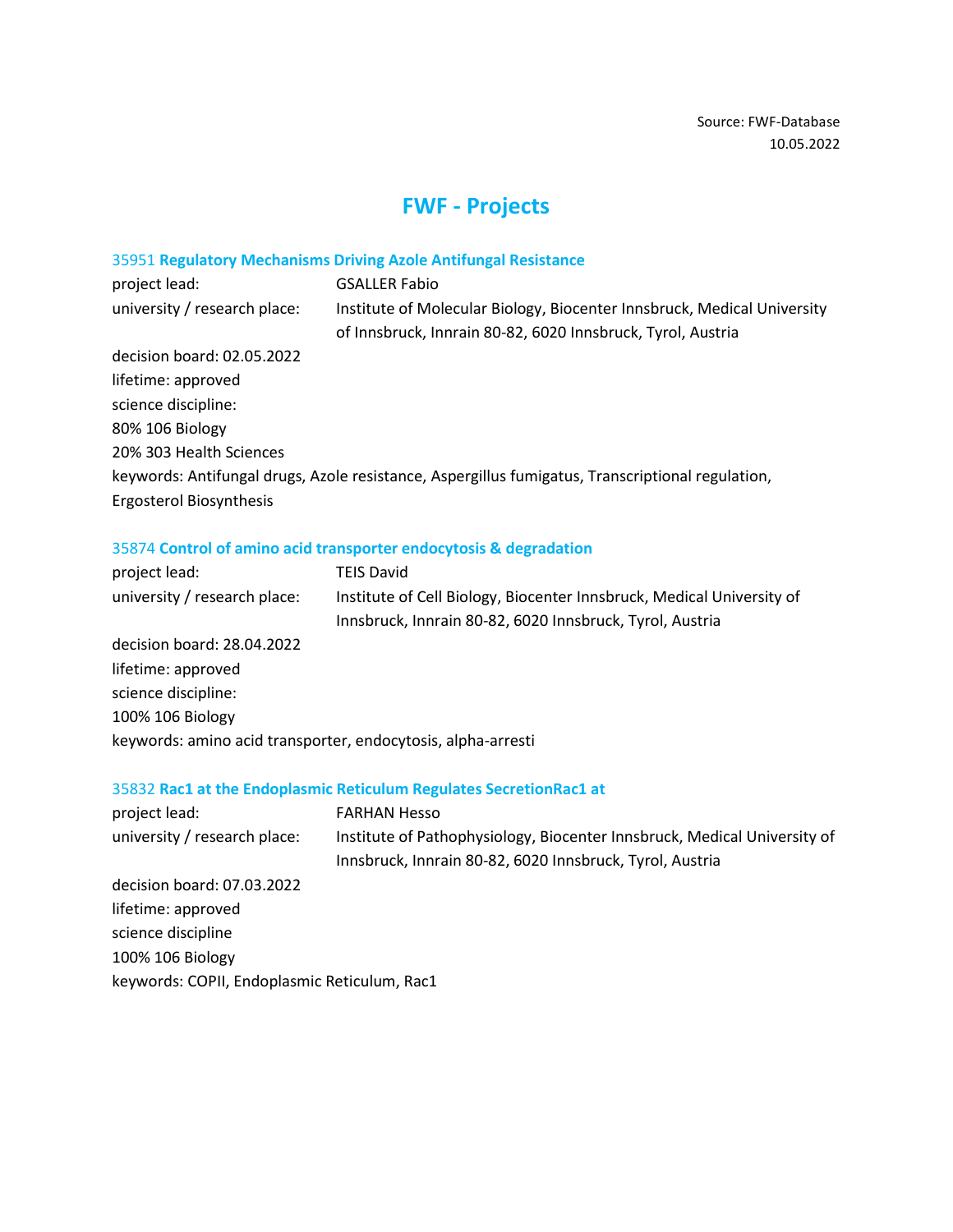Source: FWF-Database
10.05.2022

# FWF - Projects

## 35951 **Regulatory Mechanisms Driving Azole Antifungal Resistance**

project lead: GSALLER Fabio
university / research place: Institute of Molecular Biology, Biocenter Innsbruck, Medical University of Innsbruck, Innrain 80-82, 6020 Innsbruck, Tyrol, Austria
decision board: 02.05.2022
lifetime: approved
science discipline:
80% 106 Biology
20% 303 Health Sciences
keywords: Antifungal drugs, Azole resistance, Aspergillus fumigatus, Transcriptional regulation, Ergosterol Biosynthesis

## 35874 **Control of amino acid transporter endocytosis & degradation**

project lead: TEIS David
university / research place: Institute of Cell Biology, Biocenter Innsbruck, Medical University of Innsbruck, Innrain 80-82, 6020 Innsbruck, Tyrol, Austria
decision board: 28.04.2022
lifetime: approved
science discipline:
100% 106 Biology
keywords: amino acid transporter, endocytosis, alpha-arresti

## 35832 **Rac1 at the Endoplasmic Reticulum Regulates SecretionRac1 at**

project lead: FARHAN Hesso
university / research place: Institute of Pathophysiology, Biocenter Innsbruck, Medical University of Innsbruck, Innrain 80-82, 6020 Innsbruck, Tyrol, Austria
decision board: 07.03.2022
lifetime: approved
science discipline
100% 106 Biology
keywords: COPII, Endoplasmic Reticulum, Rac1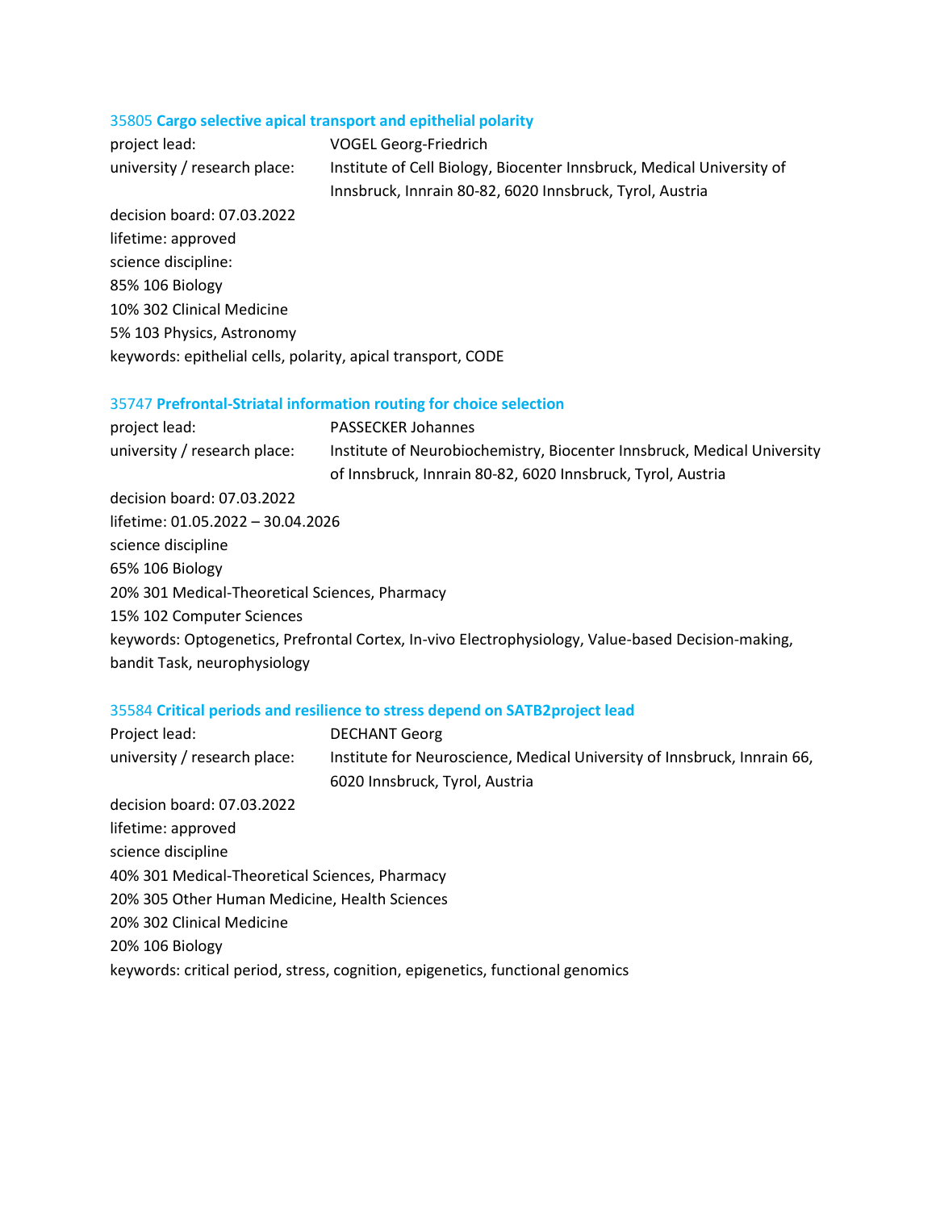### 35805 **Cargo selective apical transport and epithelial polarity**

project lead: VOGEL Georg-Friedrich
university / research place: Institute of Cell Biology, Biocenter Innsbruck, Medical University of Innsbruck, Innrain 80-82, 6020 Innsbruck, Tyrol, Austria
decision board: 07.03.2022
lifetime: approved
science discipline:
85% 106 Biology
10% 302 Clinical Medicine
5% 103 Physics, Astronomy
keywords: epithelial cells, polarity, apical transport, CODE

### 35747 **Prefrontal-Striatal information routing for choice selection**

project lead: PASSECKER Johannes
university / research place: Institute of Neurobiochemistry, Biocenter Innsbruck, Medical University of Innsbruck, Innrain 80-82, 6020 Innsbruck, Tyrol, Austria
decision board: 07.03.2022
lifetime: 01.05.2022 – 30.04.2026
science discipline
65% 106 Biology
20% 301 Medical-Theoretical Sciences, Pharmacy
15% 102 Computer Sciences
keywords: Optogenetics, Prefrontal Cortex, In-vivo Electrophysiology, Value-based Decision-making, bandit Task, neurophysiology

### 35584 **Critical periods and resilience to stress depend on SATB2project lead**

Project lead: DECHANT Georg
university / research place: Institute for Neuroscience, Medical University of Innsbruck, Innrain 66, 6020 Innsbruck, Tyrol, Austria
decision board: 07.03.2022
lifetime: approved
science discipline
40% 301 Medical-Theoretical Sciences, Pharmacy
20% 305 Other Human Medicine, Health Sciences
20% 302 Clinical Medicine
20% 106 Biology
keywords: critical period, stress, cognition, epigenetics, functional genomics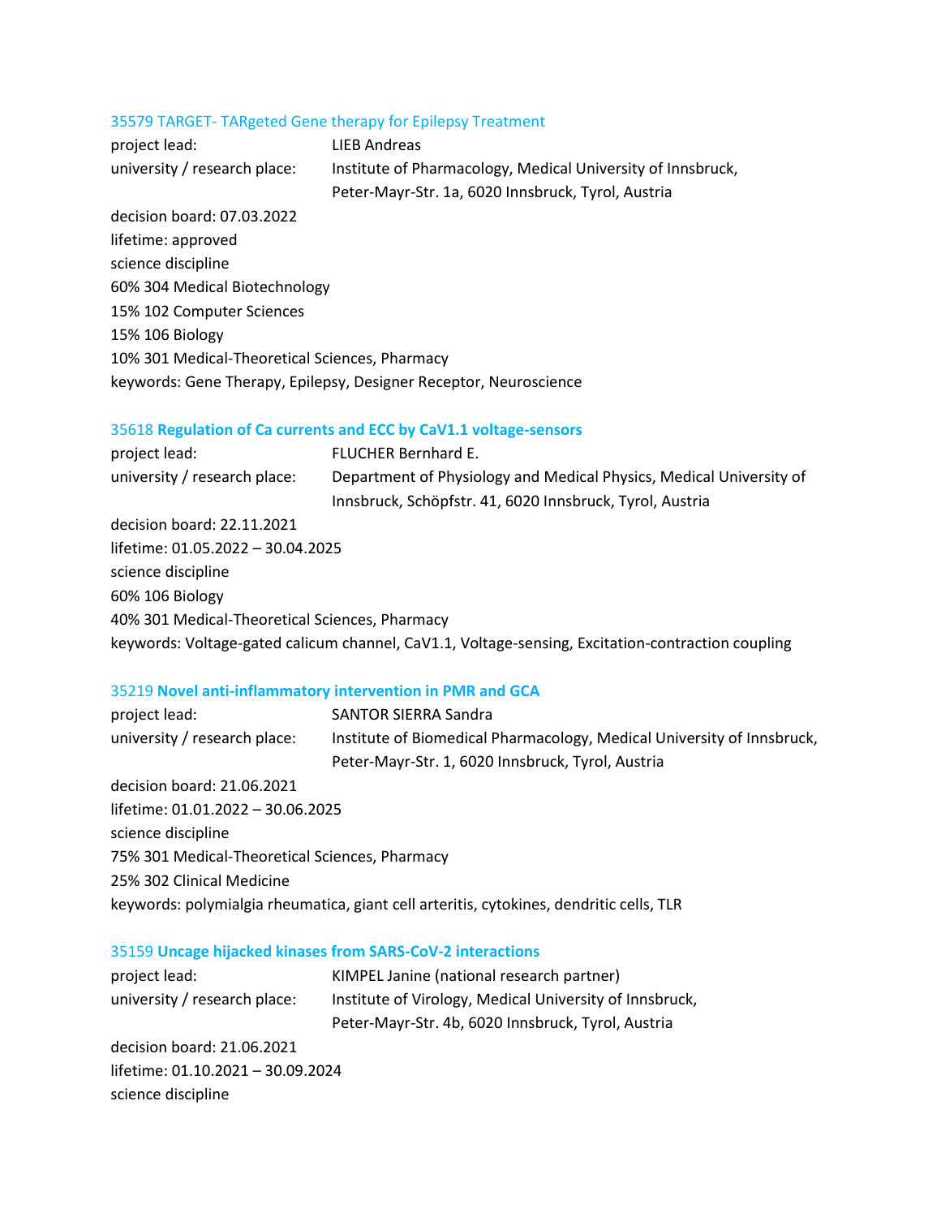### 35579 TARGET- TARgeted Gene therapy for Epilepsy Treatment

project lead: LIEB Andreas

university / research place: Institute of Pharmacology, Medical University of Innsbruck, Peter-Mayr-Str. 1a, 6020 Innsbruck, Tyrol, Austria

decision board: 07.03.2022

lifetime: approved

science discipline

60% 304 Medical Biotechnology

15% 102 Computer Sciences

15% 106 Biology

10% 301 Medical-Theoretical Sciences, Pharmacy

keywords: Gene Therapy, Epilepsy, Designer Receptor, Neuroscience

### 35618 **Regulation of Ca currents and ECC by CaV1.1 voltage-sensors**

project lead: FLUCHER Bernhard E.

university / research place: Department of Physiology and Medical Physics, Medical University of Innsbruck, Schöpfstr. 41, 6020 Innsbruck, Tyrol, Austria

decision board: 22.11.2021

lifetime: 01.05.2022 – 30.04.2025

science discipline

60% 106 Biology

40% 301 Medical-Theoretical Sciences, Pharmacy

keywords: Voltage-gated calicum channel, CaV1.1, Voltage-sensing, Excitation-contraction coupling

### 35219 **Novel anti-inflammatory intervention in PMR and GCA**

project lead: SANTOR SIERRA Sandra

university / research place: Institute of Biomedical Pharmacology, Medical University of Innsbruck, Peter-Mayr-Str. 1, 6020 Innsbruck, Tyrol, Austria

decision board: 21.06.2021

lifetime: 01.01.2022 – 30.06.2025

science discipline

75% 301 Medical-Theoretical Sciences, Pharmacy

25% 302 Clinical Medicine

keywords: polymialgia rheumatica, giant cell arteritis, cytokines, dendritic cells, TLR

### 35159 **Uncage hijacked kinases from SARS-CoV-2 interactions**

project lead: KIMPEL Janine (national research partner)

university / research place: Institute of Virology, Medical University of Innsbruck, Peter-Mayr-Str. 4b, 6020 Innsbruck, Tyrol, Austria

decision board: 21.06.2021

lifetime: 01.10.2021 – 30.09.2024

science discipline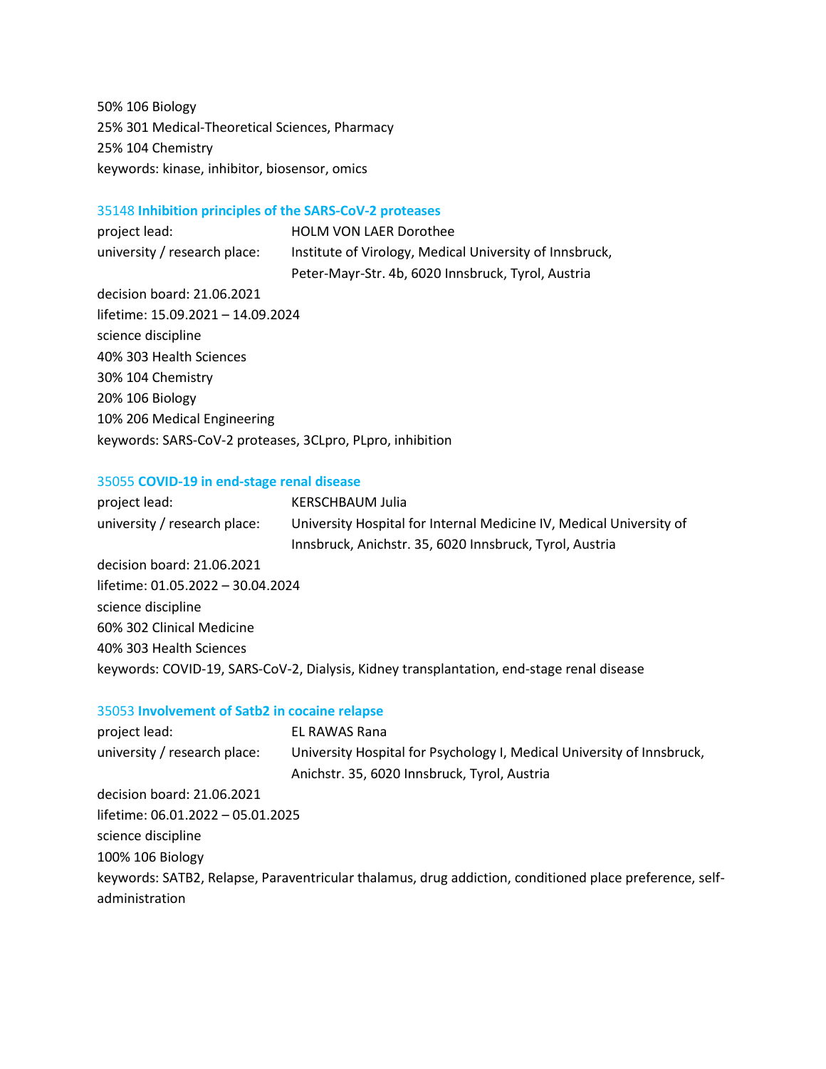50% 106 Biology
25% 301 Medical-Theoretical Sciences, Pharmacy
25% 104 Chemistry
keywords: kinase, inhibitor, biosensor, omics

### 35148 **Inhibition principles of the SARS-CoV-2 proteases**

project lead: HOLM VON LAER Dorothee
university / research place: Institute of Virology, Medical University of Innsbruck, Peter-Mayr-Str. 4b, 6020 Innsbruck, Tyrol, Austria
decision board: 21.06.2021
lifetime: 15.09.2021 – 14.09.2024
science discipline
40% 303 Health Sciences
30% 104 Chemistry
20% 106 Biology
10% 206 Medical Engineering
keywords: SARS-CoV-2 proteases, 3CLpro, PLpro, inhibition

### 35055 **COVID-19 in end-stage renal disease**

project lead: KERSCHBAUM Julia
university / research place: University Hospital for Internal Medicine IV, Medical University of Innsbruck, Anichstr. 35, 6020 Innsbruck, Tyrol, Austria
decision board: 21.06.2021
lifetime: 01.05.2022 – 30.04.2024
science discipline
60% 302 Clinical Medicine
40% 303 Health Sciences
keywords: COVID-19, SARS-CoV-2, Dialysis, Kidney transplantation, end-stage renal disease

### 35053 **Involvement of Satb2 in cocaine relapse**

project lead: EL RAWAS Rana
university / research place: University Hospital for Psychology I, Medical University of Innsbruck, Anichstr. 35, 6020 Innsbruck, Tyrol, Austria
decision board: 21.06.2021
lifetime: 06.01.2022 – 05.01.2025
science discipline
100% 106 Biology
keywords: SATB2, Relapse, Paraventricular thalamus, drug addiction, conditioned place preference, self-administration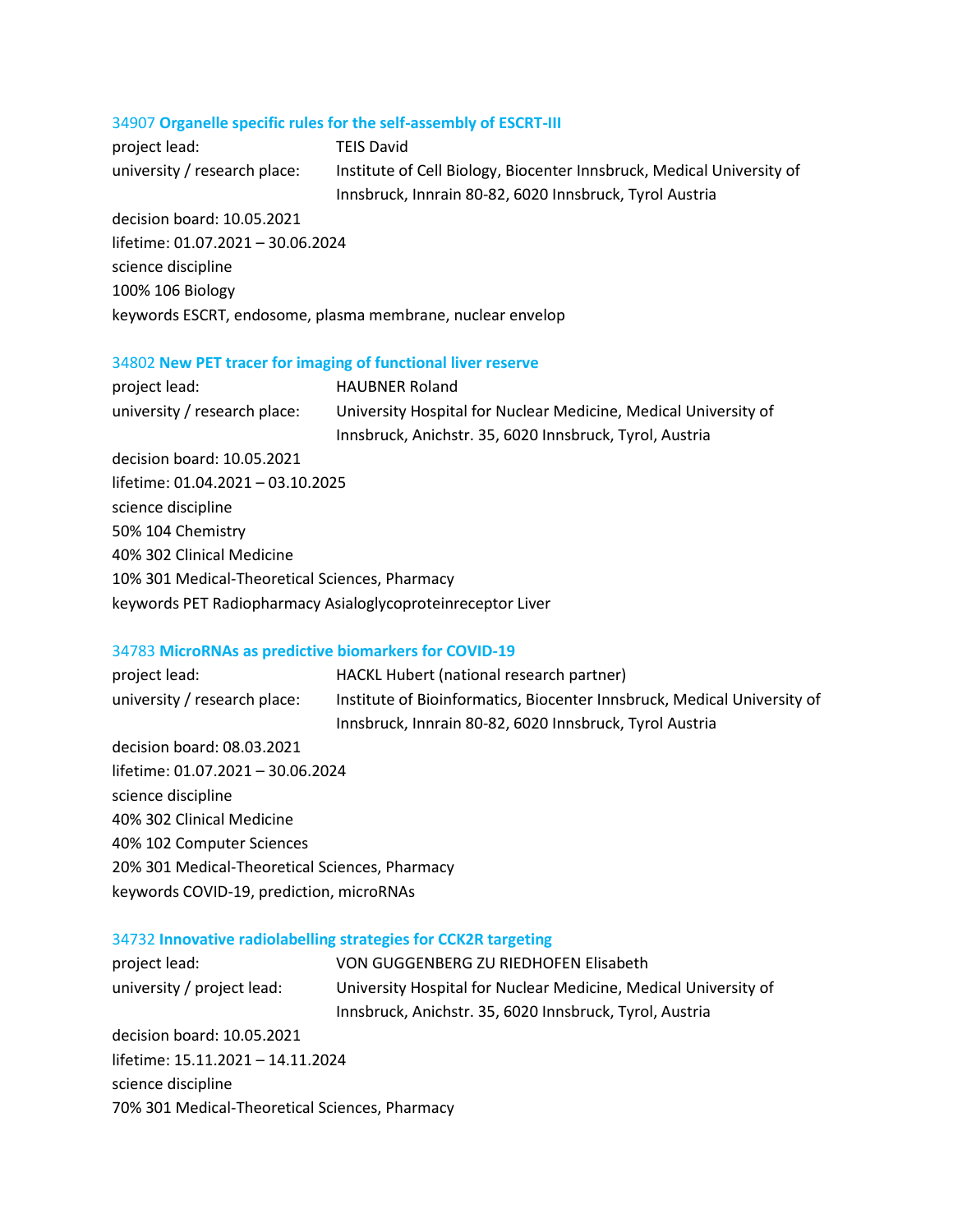### 34907 **Organelle specific rules for the self-assembly of ESCRT-III**

project lead: TEIS David

university / research place: Institute of Cell Biology, Biocenter Innsbruck, Medical University of Innsbruck, Innrain 80-82, 6020 Innsbruck, Tyrol Austria

decision board: 10.05.2021

lifetime: 01.07.2021 – 30.06.2024

science discipline

100% 106 Biology

keywords ESCRT, endosome, plasma membrane, nuclear envelop

### 34802 **New PET tracer for imaging of functional liver reserve**

project lead: HAUBNER Roland

university / research place: University Hospital for Nuclear Medicine, Medical University of Innsbruck, Anichstr. 35, 6020 Innsbruck, Tyrol, Austria

decision board: 10.05.2021

lifetime: 01.04.2021 – 03.10.2025

science discipline

50% 104 Chemistry

40% 302 Clinical Medicine

10% 301 Medical-Theoretical Sciences, Pharmacy

keywords PET Radiopharmacy Asialoglycoproteinreceptor Liver

### 34783 **MicroRNAs as predictive biomarkers for COVID-19**

project lead: HACKL Hubert (national research partner)

university / research place: Institute of Bioinformatics, Biocenter Innsbruck, Medical University of Innsbruck, Innrain 80-82, 6020 Innsbruck, Tyrol Austria

decision board: 08.03.2021

lifetime: 01.07.2021 – 30.06.2024

science discipline

40% 302 Clinical Medicine

40% 102 Computer Sciences

20% 301 Medical-Theoretical Sciences, Pharmacy

keywords COVID-19, prediction, microRNAs

### 34732 **Innovative radiolabelling strategies for CCK2R targeting**

project lead: VON GUGGENBERG ZU RIEDHOFEN Elisabeth

university / project lead: University Hospital for Nuclear Medicine, Medical University of Innsbruck, Anichstr. 35, 6020 Innsbruck, Tyrol, Austria

decision board: 10.05.2021

lifetime: 15.11.2021 – 14.11.2024

science discipline

70% 301 Medical-Theoretical Sciences, Pharmacy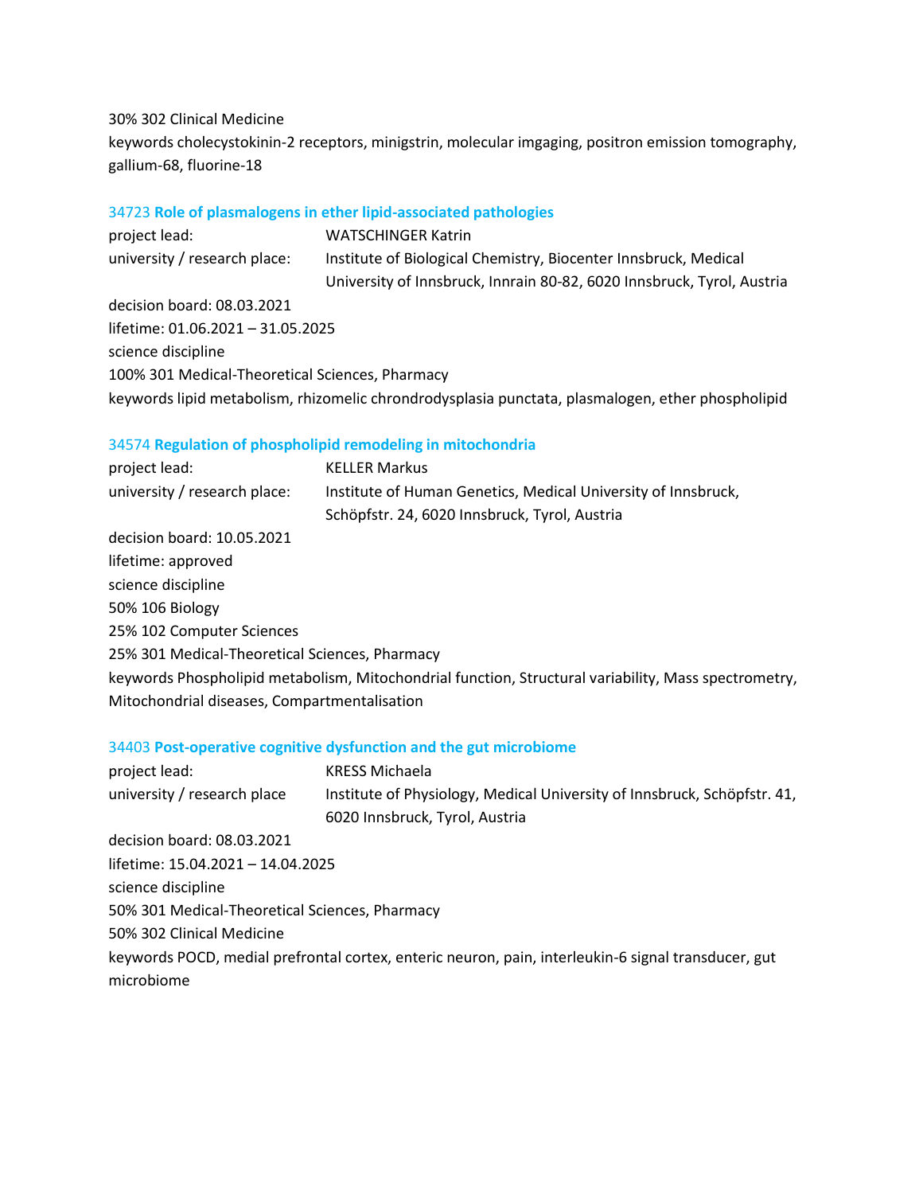30% 302 Clinical Medicine

keywords cholecystokinin-2 receptors, minigstrin, molecular imgaging, positron emission tomography, gallium-68, fluorine-18

### 34723 **Role of plasmalogens in ether lipid-associated pathologies**

project lead: WATSCHINGER Katrin

university / research place: Institute of Biological Chemistry, Biocenter Innsbruck, Medical University of Innsbruck, Innrain 80-82, 6020 Innsbruck, Tyrol, Austria

decision board: 08.03.2021

lifetime: 01.06.2021 – 31.05.2025

science discipline

100% 301 Medical-Theoretical Sciences, Pharmacy

keywords lipid metabolism, rhizomelic chrondrodysplasia punctata, plasmalogen, ether phospholipid

### 34574 **Regulation of phospholipid remodeling in mitochondria**

project lead: KELLER Markus

university / research place: Institute of Human Genetics, Medical University of Innsbruck, Schöpfstr. 24, 6020 Innsbruck, Tyrol, Austria

decision board: 10.05.2021

lifetime: approved

science discipline

50% 106 Biology

25% 102 Computer Sciences

25% 301 Medical-Theoretical Sciences, Pharmacy

keywords Phospholipid metabolism, Mitochondrial function, Structural variability, Mass spectrometry, Mitochondrial diseases, Compartmentalisation

### 34403 **Post-operative cognitive dysfunction and the gut microbiome**

project lead: KRESS Michaela

university / research place Institute of Physiology, Medical University of Innsbruck, Schöpfstr. 41, 6020 Innsbruck, Tyrol, Austria

decision board: 08.03.2021

lifetime: 15.04.2021 – 14.04.2025

science discipline

50% 301 Medical-Theoretical Sciences, Pharmacy

50% 302 Clinical Medicine

keywords POCD, medial prefrontal cortex, enteric neuron, pain, interleukin-6 signal transducer, gut microbiome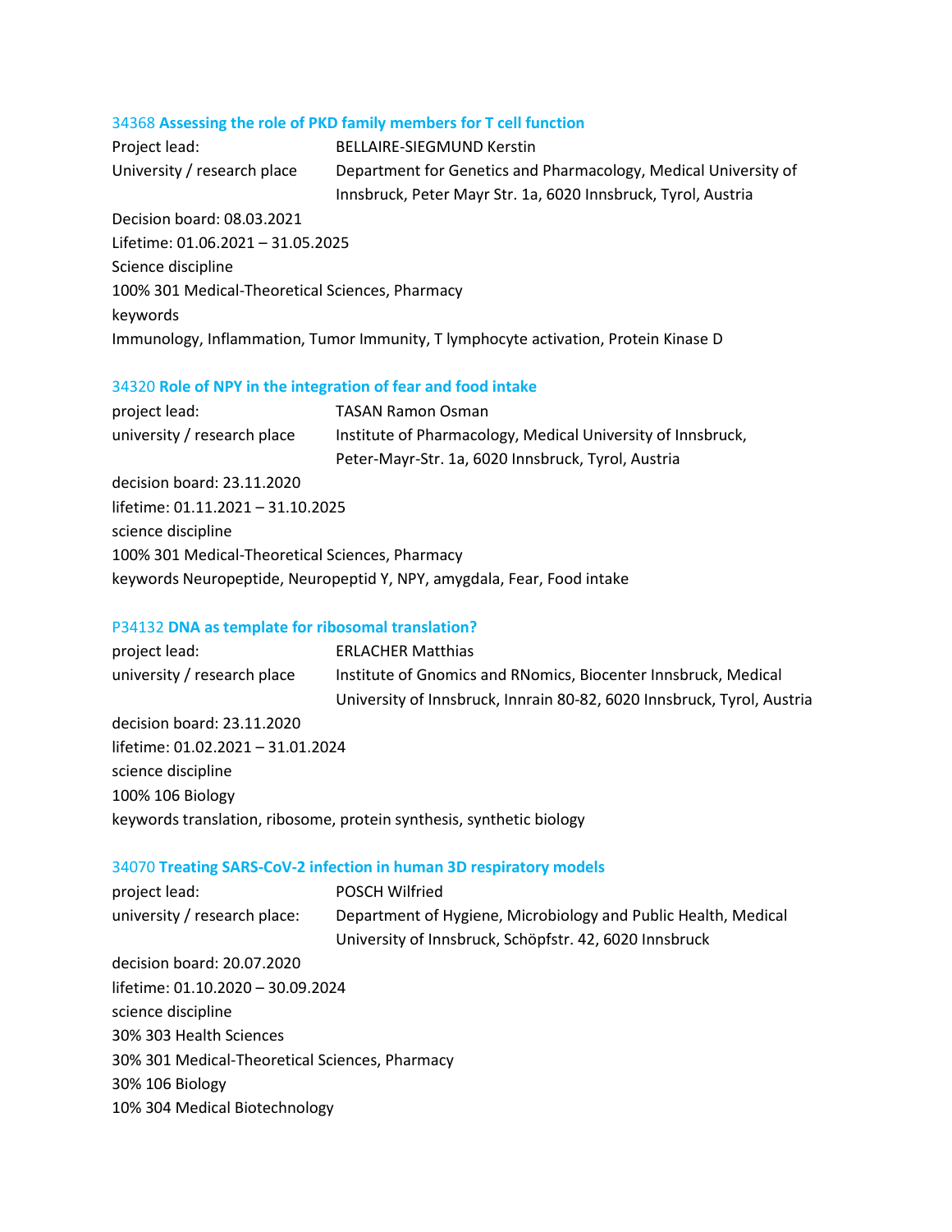### 34368 **Assessing the role of PKD family members for T cell function**

Project lead: BELLAIRE-SIEGMUND Kerstin

University / research place Department for Genetics and Pharmacology, Medical University of Innsbruck, Peter Mayr Str. 1a, 6020 Innsbruck, Tyrol, Austria

Decision board: 08.03.2021

Lifetime: 01.06.2021 – 31.05.2025

Science discipline

100% 301 Medical-Theoretical Sciences, Pharmacy

keywords

Immunology, Inflammation, Tumor Immunity, T lymphocyte activation, Protein Kinase D

### 34320 **Role of NPY in the integration of fear and food intake**

project lead: TASAN Ramon Osman

university / research place Institute of Pharmacology, Medical University of Innsbruck, Peter-Mayr-Str. 1a, 6020 Innsbruck, Tyrol, Austria

decision board: 23.11.2020

lifetime: 01.11.2021 – 31.10.2025

science discipline

100% 301 Medical-Theoretical Sciences, Pharmacy

keywords Neuropeptide, Neuropeptid Y, NPY, amygdala, Fear, Food intake

### P34132 **DNA as template for ribosomal translation?**

project lead: ERLACHER Matthias

university / research place Institute of Gnomics and RNomics, Biocenter Innsbruck, Medical University of Innsbruck, Innrain 80-82, 6020 Innsbruck, Tyrol, Austria

decision board: 23.11.2020

lifetime: 01.02.2021 – 31.01.2024

science discipline

100% 106 Biology

keywords translation, ribosome, protein synthesis, synthetic biology

### 34070 **Treating SARS-CoV-2 infection in human 3D respiratory models**

project lead: POSCH Wilfried

university / research place: Department of Hygiene, Microbiology and Public Health, Medical University of Innsbruck, Schöpfstr. 42, 6020 Innsbruck

decision board: 20.07.2020

lifetime: 01.10.2020 – 30.09.2024

science discipline

30% 303 Health Sciences

30% 301 Medical-Theoretical Sciences, Pharmacy

30% 106 Biology

10% 304 Medical Biotechnology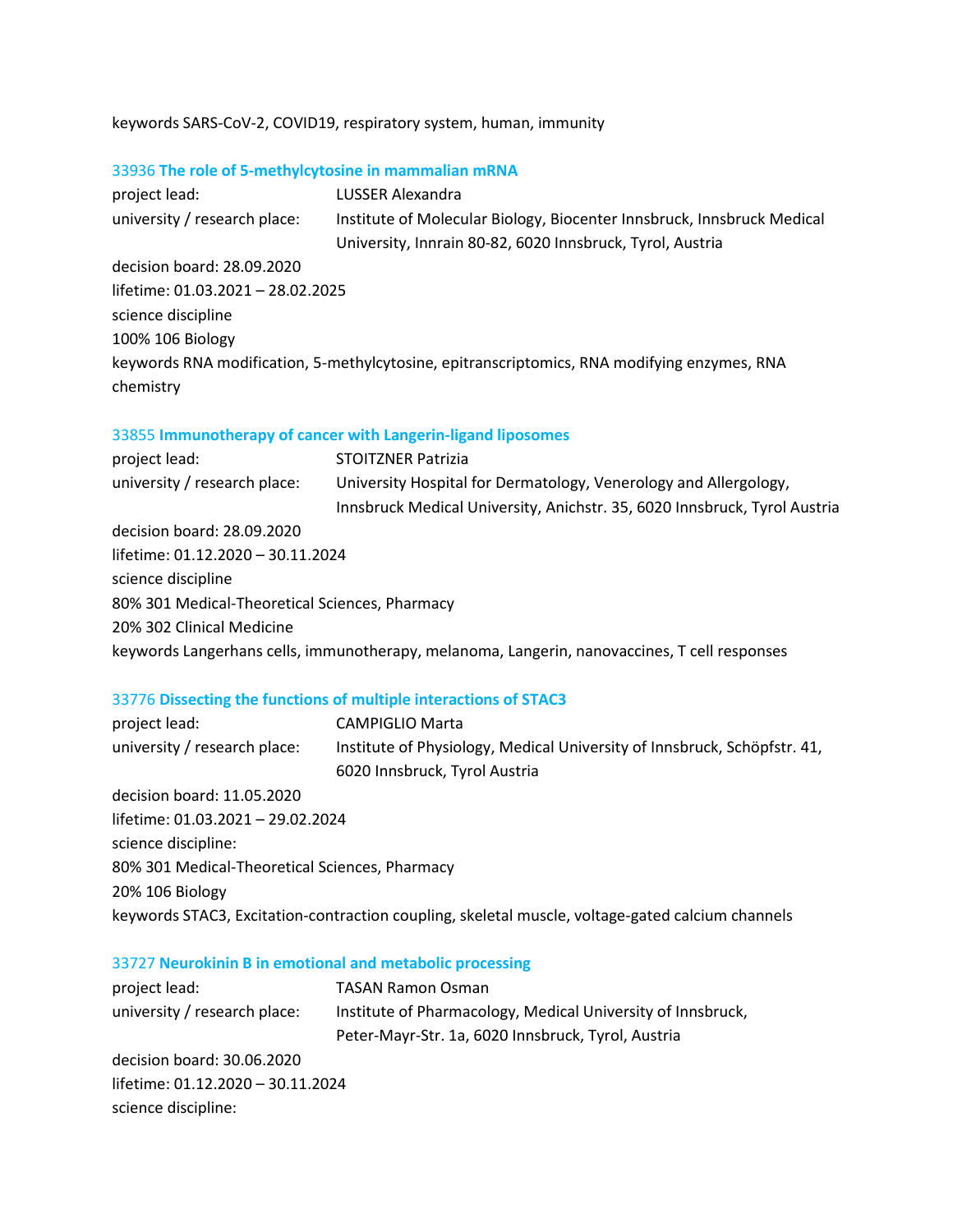keywords SARS-CoV-2, COVID19, respiratory system, human, immunity

### 33936 **The role of 5-methylcytosine in mammalian mRNA**

project lead: LUSSER Alexandra

university / research place: Institute of Molecular Biology, Biocenter Innsbruck, Innsbruck Medical University, Innrain 80-82, 6020 Innsbruck, Tyrol, Austria

decision board: 28.09.2020

lifetime: 01.03.2021 – 28.02.2025

science discipline

100% 106 Biology

keywords RNA modification, 5-methylcytosine, epitranscriptomics, RNA modifying enzymes, RNA chemistry

### 33855 **Immunotherapy of cancer with Langerin-ligand liposomes**

project lead: STOITZNER Patrizia

university / research place: University Hospital for Dermatology, Venerology and Allergology, Innsbruck Medical University, Anichstr. 35, 6020 Innsbruck, Tyrol Austria

decision board: 28.09.2020

lifetime: 01.12.2020 – 30.11.2024

science discipline

80% 301 Medical-Theoretical Sciences, Pharmacy

20% 302 Clinical Medicine

keywords Langerhans cells, immunotherapy, melanoma, Langerin, nanovaccines, T cell responses

### 33776 **Dissecting the functions of multiple interactions of STAC3**

project lead: CAMPIGLIO Marta

university / research place: Institute of Physiology, Medical University of Innsbruck, Schöpfstr. 41, 6020 Innsbruck, Tyrol Austria

decision board: 11.05.2020

lifetime: 01.03.2021 – 29.02.2024

science discipline:

80% 301 Medical-Theoretical Sciences, Pharmacy

20% 106 Biology

keywords STAC3, Excitation-contraction coupling, skeletal muscle, voltage-gated calcium channels

### 33727 **Neurokinin B in emotional and metabolic processing**

project lead: TASAN Ramon Osman

university / research place: Institute of Pharmacology, Medical University of Innsbruck, Peter-Mayr-Str. 1a, 6020 Innsbruck, Tyrol, Austria

decision board: 30.06.2020

lifetime: 01.12.2020 – 30.11.2024

science discipline: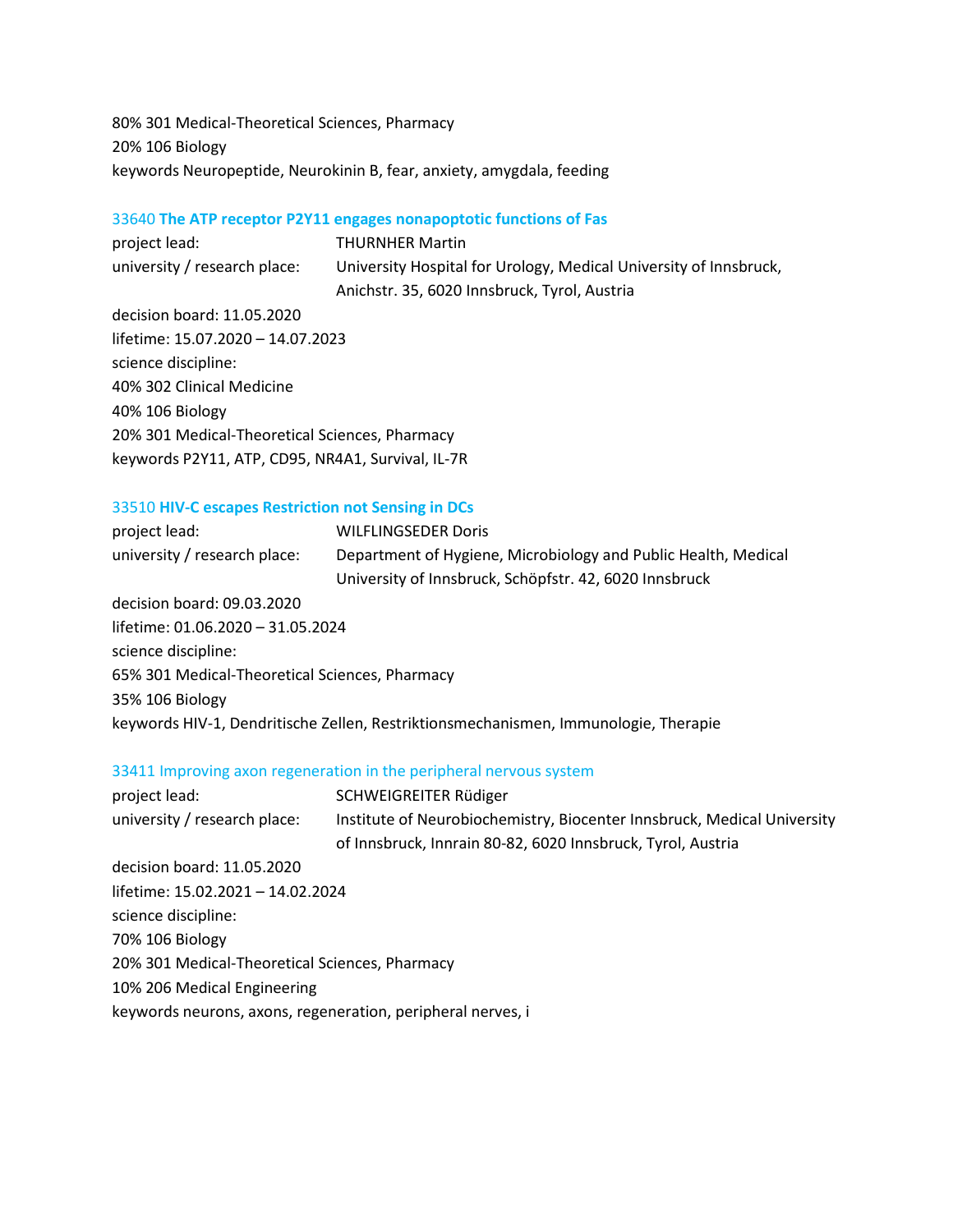80% 301 Medical-Theoretical Sciences, Pharmacy
20% 106 Biology
keywords Neuropeptide, Neurokinin B, fear, anxiety, amygdala, feeding

### 33640 **The ATP receptor P2Y11 engages nonapoptotic functions of Fas**

project lead: THURNHER Martin
university / research place: University Hospital for Urology, Medical University of Innsbruck, Anichstr. 35, 6020 Innsbruck, Tyrol, Austria
decision board: 11.05.2020
lifetime: 15.07.2020 – 14.07.2023
science discipline:
40% 302 Clinical Medicine
40% 106 Biology
20% 301 Medical-Theoretical Sciences, Pharmacy
keywords P2Y11, ATP, CD95, NR4A1, Survival, IL-7R

### 33510 **HIV-C escapes Restriction not Sensing in DCs**

project lead: WILFLINGSEDER Doris
university / research place: Department of Hygiene, Microbiology and Public Health, Medical University of Innsbruck, Schöpfstr. 42, 6020 Innsbruck
decision board: 09.03.2020
lifetime: 01.06.2020 – 31.05.2024
science discipline:
65% 301 Medical-Theoretical Sciences, Pharmacy
35% 106 Biology
keywords HIV-1, Dendritische Zellen, Restriktionsmechanismen, Immunologie, Therapie

### 33411 Improving axon regeneration in the peripheral nervous system

project lead: SCHWEIGREITER Rüdiger
university / research place: Institute of Neurobiochemistry, Biocenter Innsbruck, Medical University of Innsbruck, Innrain 80-82, 6020 Innsbruck, Tyrol, Austria
decision board: 11.05.2020
lifetime: 15.02.2021 – 14.02.2024
science discipline:
70% 106 Biology
20% 301 Medical-Theoretical Sciences, Pharmacy
10% 206 Medical Engineering
keywords neurons, axons, regeneration, peripheral nerves, i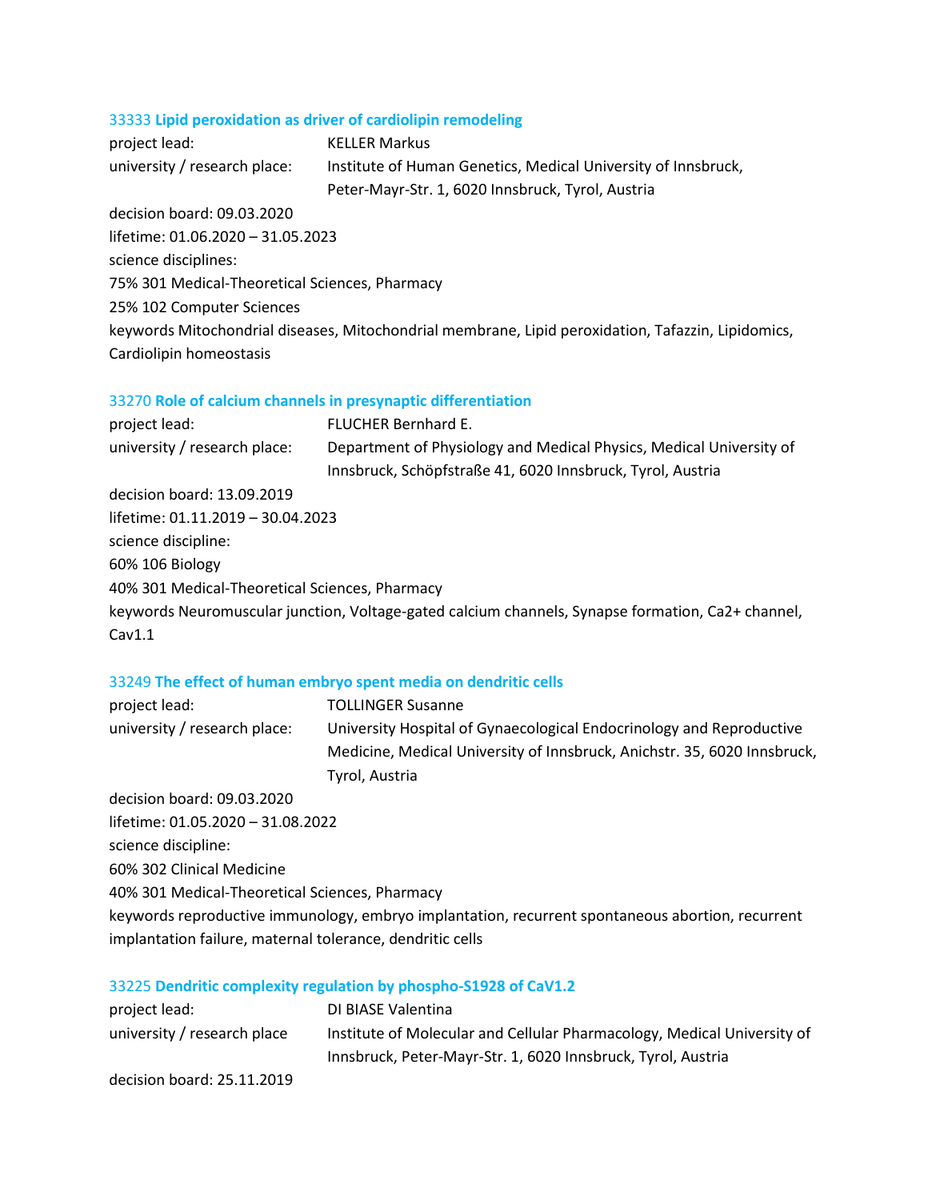### 33333 **Lipid peroxidation as driver of cardiolipin remodeling**

project lead: KELLER Markus

university / research place: Institute of Human Genetics, Medical University of Innsbruck, Peter-Mayr-Str. 1, 6020 Innsbruck, Tyrol, Austria

decision board: 09.03.2020

lifetime: 01.06.2020 – 31.05.2023

science disciplines:

75% 301 Medical-Theoretical Sciences, Pharmacy

25% 102 Computer Sciences

keywords Mitochondrial diseases, Mitochondrial membrane, Lipid peroxidation, Tafazzin, Lipidomics, Cardiolipin homeostasis

### 33270 **Role of calcium channels in presynaptic differentiation**

project lead: FLUCHER Bernhard E.

university / research place: Department of Physiology and Medical Physics, Medical University of Innsbruck, Schöpfstraße 41, 6020 Innsbruck, Tyrol, Austria

decision board: 13.09.2019

lifetime: 01.11.2019 – 30.04.2023

science discipline:

60% 106 Biology

40% 301 Medical-Theoretical Sciences, Pharmacy

keywords Neuromuscular junction, Voltage-gated calcium channels, Synapse formation, Ca2+ channel, Cav1.1

### 33249 **The effect of human embryo spent media on dendritic cells**

project lead: TOLLINGER Susanne

university / research place: University Hospital of Gynaecological Endocrinology and Reproductive Medicine, Medical University of Innsbruck, Anichstr. 35, 6020 Innsbruck, Tyrol, Austria

decision board: 09.03.2020

lifetime: 01.05.2020 – 31.08.2022

science discipline:

60% 302 Clinical Medicine

40% 301 Medical-Theoretical Sciences, Pharmacy

keywords reproductive immunology, embryo implantation, recurrent spontaneous abortion, recurrent implantation failure, maternal tolerance, dendritic cells

### 33225 **Dendritic complexity regulation by phospho-S1928 of CaV1.2**

project lead: DI BIASE Valentina

university / research place Institute of Molecular and Cellular Pharmacology, Medical University of Innsbruck, Peter-Mayr-Str. 1, 6020 Innsbruck, Tyrol, Austria

decision board: 25.11.2019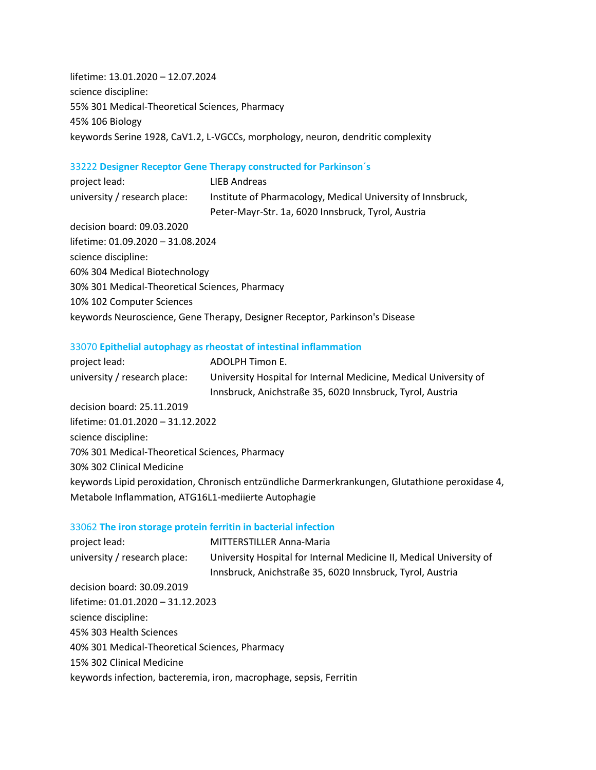lifetime: 13.01.2020 – 12.07.2024
science discipline:
55% 301 Medical-Theoretical Sciences, Pharmacy
45% 106 Biology
keywords Serine 1928, CaV1.2, L-VGCCs, morphology, neuron, dendritic complexity

### 33222 **Designer Receptor Gene Therapy constructed for Parkinson´s**

project lead: LIEB Andreas
university / research place: Institute of Pharmacology, Medical University of Innsbruck, Peter-Mayr-Str. 1a, 6020 Innsbruck, Tyrol, Austria
decision board: 09.03.2020
lifetime: 01.09.2020 – 31.08.2024
science discipline:
60% 304 Medical Biotechnology
30% 301 Medical-Theoretical Sciences, Pharmacy
10% 102 Computer Sciences
keywords Neuroscience, Gene Therapy, Designer Receptor, Parkinson's Disease

### 33070 **Epithelial autophagy as rheostat of intestinal inflammation**

project lead: ADOLPH Timon E.
university / research place: University Hospital for Internal Medicine, Medical University of Innsbruck, Anichstraße 35, 6020 Innsbruck, Tyrol, Austria
decision board: 25.11.2019
lifetime: 01.01.2020 – 31.12.2022
science discipline:
70% 301 Medical-Theoretical Sciences, Pharmacy
30% 302 Clinical Medicine
keywords Lipid peroxidation, Chronisch entzündliche Darmerkrankungen, Glutathione peroxidase 4, Metabole Inflammation, ATG16L1-mediierte Autophagie

### 33062 **The iron storage protein ferritin in bacterial infection**

project lead: MITTERSTILLER Anna-Maria
university / research place: University Hospital for Internal Medicine II, Medical University of Innsbruck, Anichstraße 35, 6020 Innsbruck, Tyrol, Austria
decision board: 30.09.2019
lifetime: 01.01.2020 – 31.12.2023
science discipline:
45% 303 Health Sciences
40% 301 Medical-Theoretical Sciences, Pharmacy
15% 302 Clinical Medicine
keywords infection, bacteremia, iron, macrophage, sepsis, Ferritin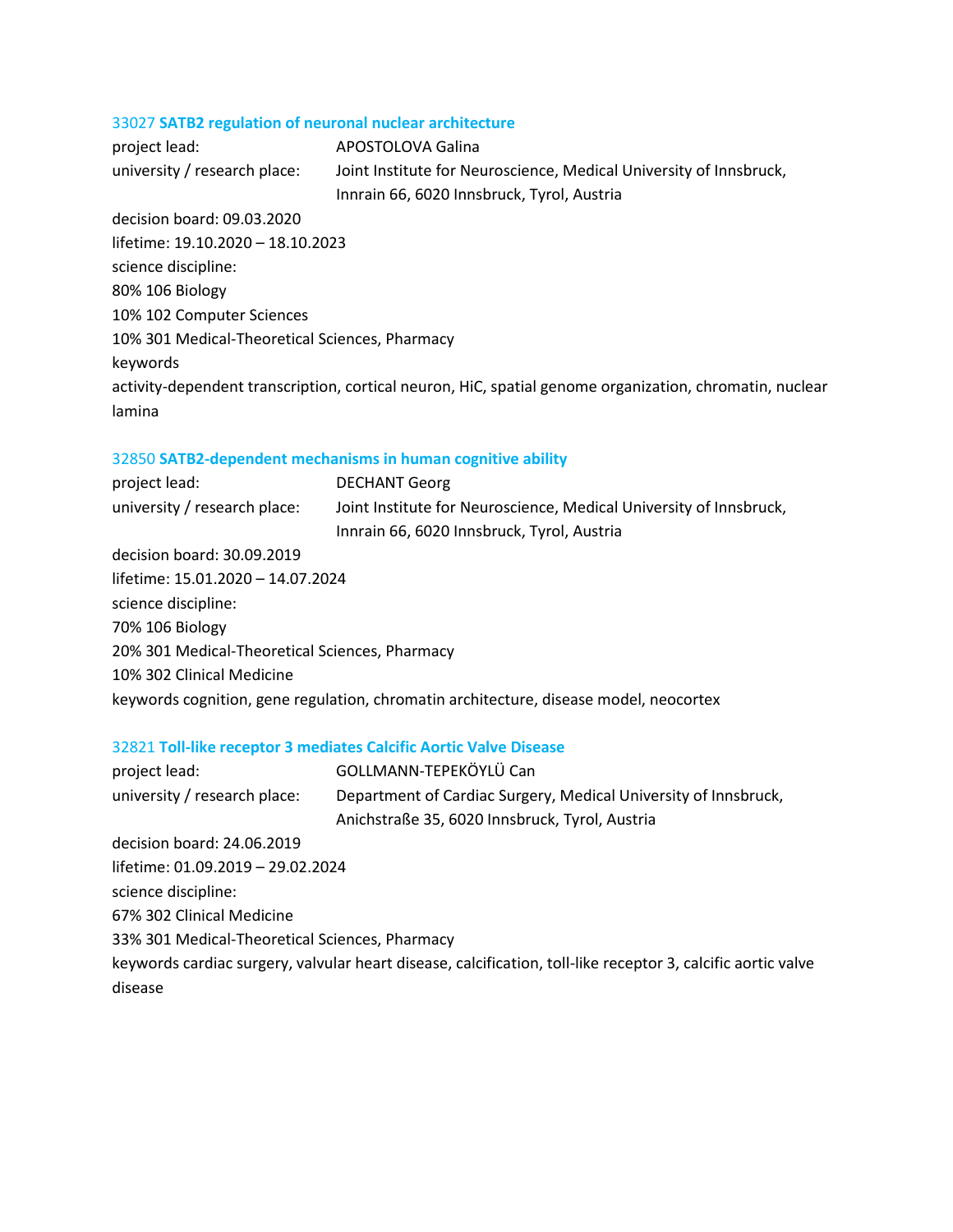### 33027 **SATB2 regulation of neuronal nuclear architecture**

project lead: APOSTOLOVA Galina
university / research place: Joint Institute for Neuroscience, Medical University of Innsbruck, Innrain 66, 6020 Innsbruck, Tyrol, Austria

decision board: 09.03.2020
lifetime: 19.10.2020 – 18.10.2023
science discipline:
80% 106 Biology
10% 102 Computer Sciences
10% 301 Medical-Theoretical Sciences, Pharmacy
keywords
activity-dependent transcription, cortical neuron, HiC, spatial genome organization, chromatin, nuclear lamina

### 32850 **SATB2-dependent mechanisms in human cognitive ability**

project lead: DECHANT Georg
university / research place: Joint Institute for Neuroscience, Medical University of Innsbruck, Innrain 66, 6020 Innsbruck, Tyrol, Austria

decision board: 30.09.2019
lifetime: 15.01.2020 – 14.07.2024
science discipline:
70% 106 Biology
20% 301 Medical-Theoretical Sciences, Pharmacy
10% 302 Clinical Medicine
keywords cognition, gene regulation, chromatin architecture, disease model, neocortex

### 32821 **Toll-like receptor 3 mediates Calcific Aortic Valve Disease**

project lead: GOLLMANN-TEPEKÖYLÜ Can
university / research place: Department of Cardiac Surgery, Medical University of Innsbruck, Anichstraße 35, 6020 Innsbruck, Tyrol, Austria

decision board: 24.06.2019
lifetime: 01.09.2019 – 29.02.2024
science discipline:
67% 302 Clinical Medicine
33% 301 Medical-Theoretical Sciences, Pharmacy
keywords cardiac surgery, valvular heart disease, calcification, toll-like receptor 3, calcific aortic valve disease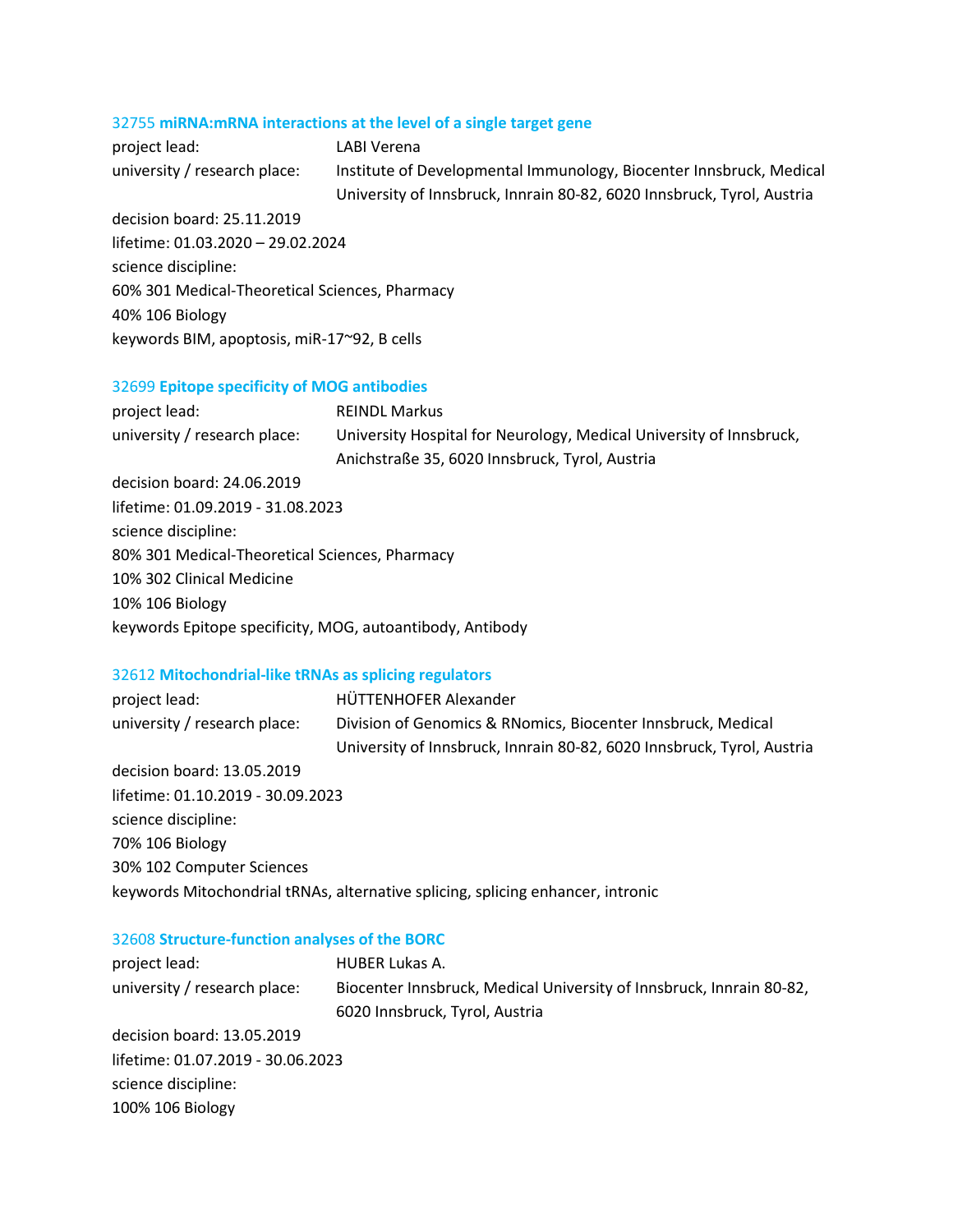### 32755 **miRNA:mRNA interactions at the level of a single target gene**

project lead: LABI Verena
university / research place: Institute of Developmental Immunology, Biocenter Innsbruck, Medical University of Innsbruck, Innrain 80-82, 6020 Innsbruck, Tyrol, Austria
decision board: 25.11.2019
lifetime: 01.03.2020 – 29.02.2024
science discipline:
60% 301 Medical-Theoretical Sciences, Pharmacy
40% 106 Biology
keywords BIM, apoptosis, miR-17~92, B cells

### 32699 **Epitope specificity of MOG antibodies**

project lead: REINDL Markus
university / research place: University Hospital for Neurology, Medical University of Innsbruck, Anichstraße 35, 6020 Innsbruck, Tyrol, Austria
decision board: 24.06.2019
lifetime: 01.09.2019 - 31.08.2023
science discipline:
80% 301 Medical-Theoretical Sciences, Pharmacy
10% 302 Clinical Medicine
10% 106 Biology
keywords Epitope specificity, MOG, autoantibody, Antibody

### 32612 **Mitochondrial-like tRNAs as splicing regulators**

project lead: HÜTTENHOFER Alexander
university / research place: Division of Genomics & RNomics, Biocenter Innsbruck, Medical University of Innsbruck, Innrain 80-82, 6020 Innsbruck, Tyrol, Austria
decision board: 13.05.2019
lifetime: 01.10.2019 - 30.09.2023
science discipline:
70% 106 Biology
30% 102 Computer Sciences
keywords Mitochondrial tRNAs, alternative splicing, splicing enhancer, intronic

### 32608 **Structure-function analyses of the BORC**

project lead: HUBER Lukas A.
university / research place: Biocenter Innsbruck, Medical University of Innsbruck, Innrain 80-82, 6020 Innsbruck, Tyrol, Austria
decision board: 13.05.2019
lifetime: 01.07.2019 - 30.06.2023
science discipline:
100% 106 Biology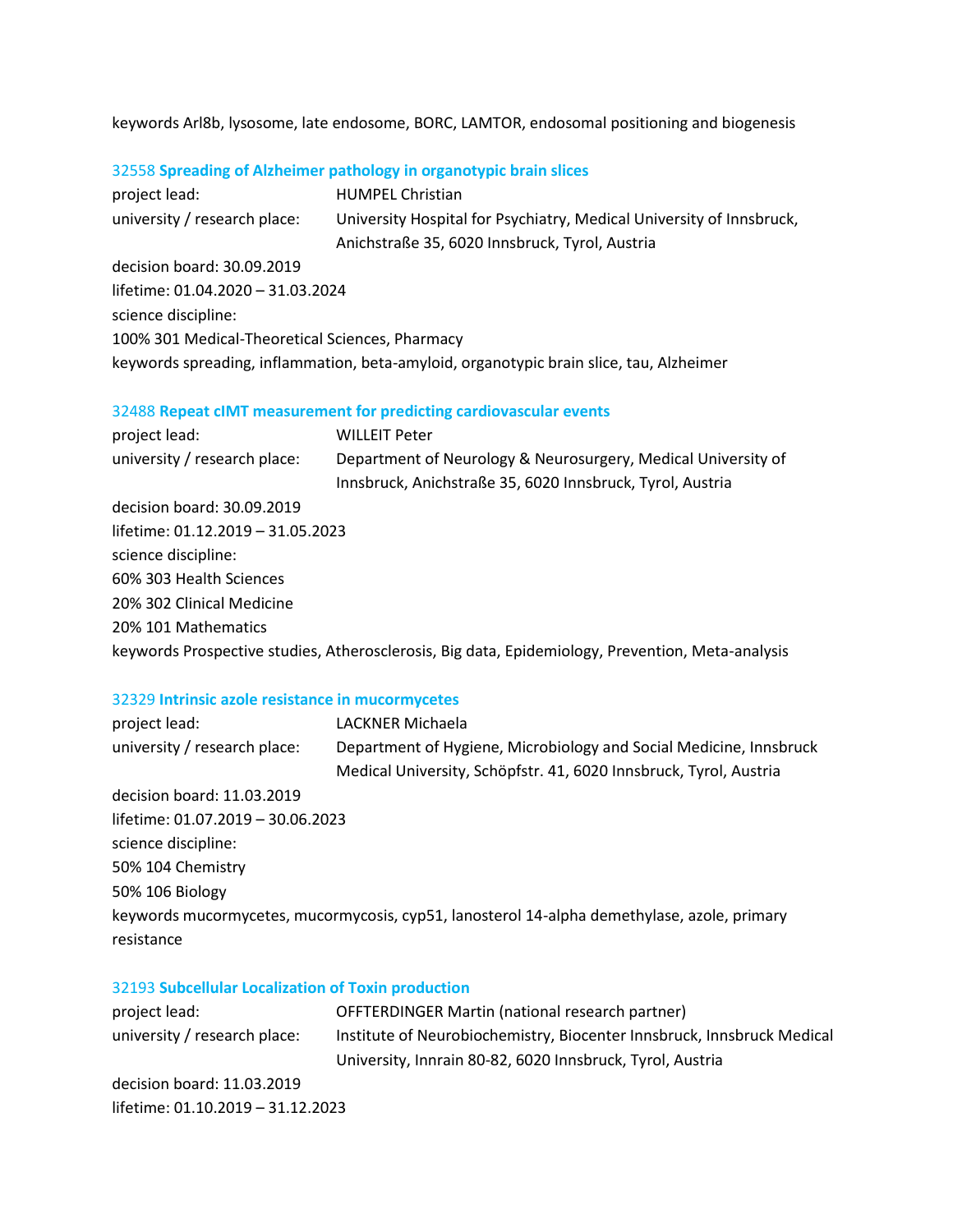keywords Arl8b, lysosome, late endosome, BORC, LAMTOR, endosomal positioning and biogenesis

### 32558 **Spreading of Alzheimer pathology in organotypic brain slices**

project lead: HUMPEL Christian

university / research place: University Hospital for Psychiatry, Medical University of Innsbruck, Anichstraße 35, 6020 Innsbruck, Tyrol, Austria

decision board: 30.09.2019

lifetime: 01.04.2020 – 31.03.2024

science discipline:

100% 301 Medical-Theoretical Sciences, Pharmacy

keywords spreading, inflammation, beta-amyloid, organotypic brain slice, tau, Alzheimer

### 32488 **Repeat cIMT measurement for predicting cardiovascular events**

project lead: WILLEIT Peter

university / research place: Department of Neurology & Neurosurgery, Medical University of Innsbruck, Anichstraße 35, 6020 Innsbruck, Tyrol, Austria

decision board: 30.09.2019

lifetime: 01.12.2019 – 31.05.2023

science discipline:

60% 303 Health Sciences

20% 302 Clinical Medicine

20% 101 Mathematics

keywords Prospective studies, Atherosclerosis, Big data, Epidemiology, Prevention, Meta-analysis

### 32329 **Intrinsic azole resistance in mucormycetes**

project lead: LACKNER Michaela

university / research place: Department of Hygiene, Microbiology and Social Medicine, Innsbruck Medical University, Schöpfstr. 41, 6020 Innsbruck, Tyrol, Austria

decision board: 11.03.2019

lifetime: 01.07.2019 – 30.06.2023

science discipline:

50% 104 Chemistry

50% 106 Biology

keywords mucormycetes, mucormycosis, cyp51, lanosterol 14-alpha demethylase, azole, primary resistance

### 32193 **Subcellular Localization of Toxin production**

project lead: OFFTERDINGER Martin (national research partner)

university / research place: Institute of Neurobiochemistry, Biocenter Innsbruck, Innsbruck Medical University, Innrain 80-82, 6020 Innsbruck, Tyrol, Austria

decision board: 11.03.2019

lifetime: 01.10.2019 – 31.12.2023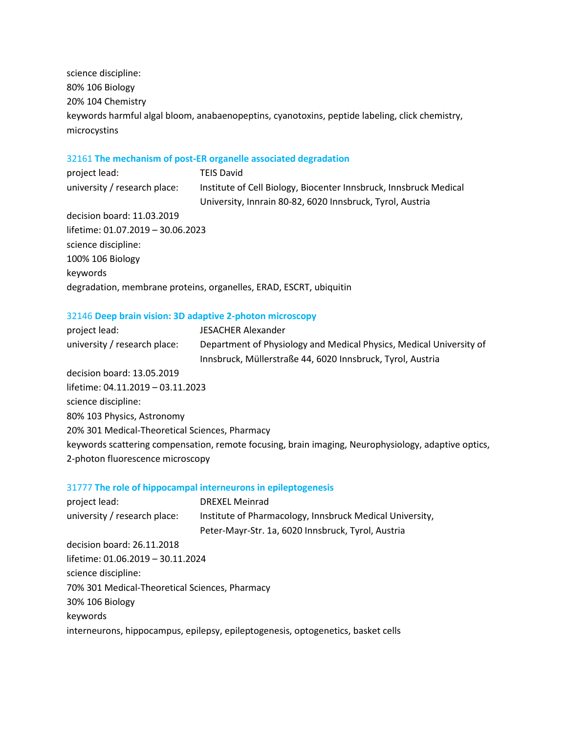science discipline:
80% 106 Biology
20% 104 Chemistry
keywords harmful algal bloom, anabaenopeptins, cyanotoxins, peptide labeling, click chemistry, microcystins

### 32161 **The mechanism of post-ER organelle associated degradation**

project lead: TEIS David
university / research place: Institute of Cell Biology, Biocenter Innsbruck, Innsbruck Medical University, Innrain 80-82, 6020 Innsbruck, Tyrol, Austria
decision board: 11.03.2019
lifetime: 01.07.2019 – 30.06.2023
science discipline:
100% 106 Biology
keywords
degradation, membrane proteins, organelles, ERAD, ESCRT, ubiquitin

### 32146 **Deep brain vision: 3D adaptive 2-photon microscopy**

project lead: JESACHER Alexander
university / research place: Department of Physiology and Medical Physics, Medical University of Innsbruck, Müllerstraße 44, 6020 Innsbruck, Tyrol, Austria
decision board: 13.05.2019
lifetime: 04.11.2019 – 03.11.2023
science discipline:
80% 103 Physics, Astronomy
20% 301 Medical-Theoretical Sciences, Pharmacy
keywords scattering compensation, remote focusing, brain imaging, Neurophysiology, adaptive optics, 2-photon fluorescence microscopy

### 31777 **The role of hippocampal interneurons in epileptogenesis**

project lead: DREXEL Meinrad
university / research place: Institute of Pharmacology, Innsbruck Medical University, Peter-Mayr-Str. 1a, 6020 Innsbruck, Tyrol, Austria
decision board: 26.11.2018
lifetime: 01.06.2019 – 30.11.2024
science discipline:
70% 301 Medical-Theoretical Sciences, Pharmacy
30% 106 Biology
keywords
interneurons, hippocampus, epilepsy, epileptogenesis, optogenetics, basket cells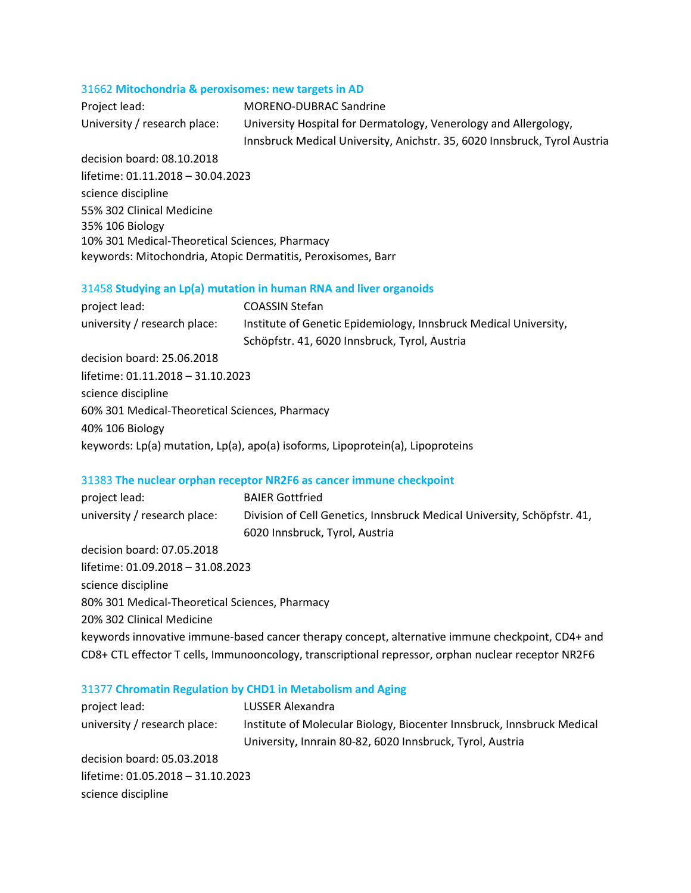### 31662 **Mitochondria & peroxisomes: new targets in AD**

Project lead: MORENO-DUBRAC Sandrine
University / research place: University Hospital for Dermatology, Venerology and Allergology, Innsbruck Medical University, Anichstr. 35, 6020 Innsbruck, Tyrol Austria

decision board: 08.10.2018
lifetime: 01.11.2018 – 30.04.2023
science discipline
55% 302 Clinical Medicine
35% 106 Biology
10% 301 Medical-Theoretical Sciences, Pharmacy
keywords: Mitochondria, Atopic Dermatitis, Peroxisomes, Barr

### 31458 **Studying an Lp(a) mutation in human RNA and liver organoids**

project lead: COASSIN Stefan
university / research place: Institute of Genetic Epidemiology, Innsbruck Medical University, Schöpfstr. 41, 6020 Innsbruck, Tyrol, Austria

decision board: 25.06.2018
lifetime: 01.11.2018 – 31.10.2023
science discipline
60% 301 Medical-Theoretical Sciences, Pharmacy
40% 106 Biology
keywords: Lp(a) mutation, Lp(a), apo(a) isoforms, Lipoprotein(a), Lipoproteins

### 31383 **The nuclear orphan receptor NR2F6 as cancer immune checkpoint**

project lead: BAIER Gottfried
university / research place: Division of Cell Genetics, Innsbruck Medical University, Schöpfstr. 41, 6020 Innsbruck, Tyrol, Austria

decision board: 07.05.2018
lifetime: 01.09.2018 – 31.08.2023
science discipline
80% 301 Medical-Theoretical Sciences, Pharmacy
20% 302 Clinical Medicine
keywords innovative immune-based cancer therapy concept, alternative immune checkpoint, CD4+ and CD8+ CTL effector T cells, Immunooncology, transcriptional repressor, orphan nuclear receptor NR2F6

### 31377 **Chromatin Regulation by CHD1 in Metabolism and Aging**

project lead: LUSSER Alexandra
university / research place: Institute of Molecular Biology, Biocenter Innsbruck, Innsbruck Medical University, Innrain 80-82, 6020 Innsbruck, Tyrol, Austria

decision board: 05.03.2018
lifetime: 01.05.2018 – 31.10.2023
science discipline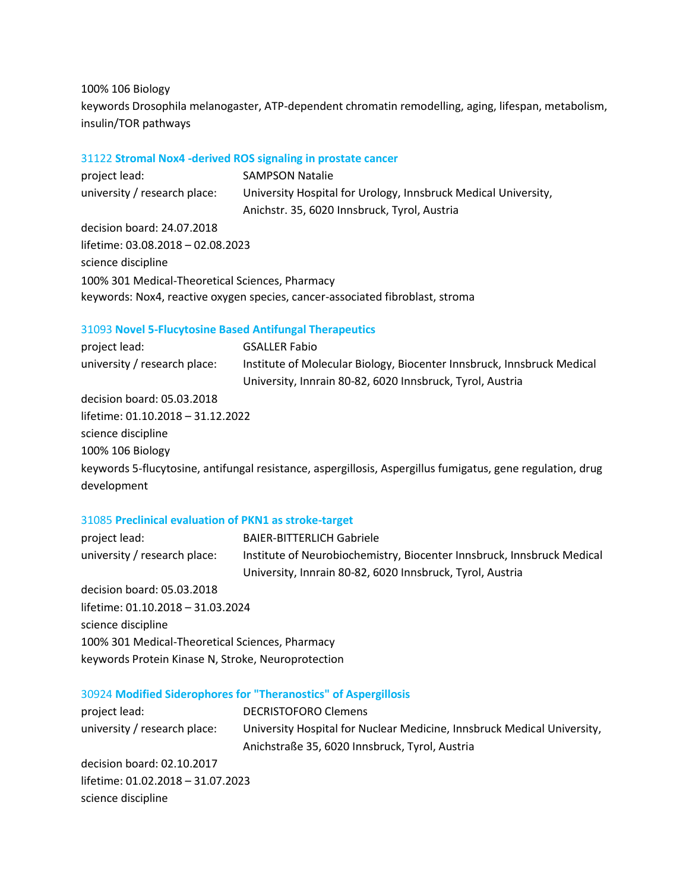100% 106 Biology

keywords Drosophila melanogaster, ATP-dependent chromatin remodelling, aging, lifespan, metabolism, insulin/TOR pathways

### 31122 **Stromal Nox4 -derived ROS signaling in prostate cancer**

project lead: SAMPSON Natalie

university / research place: University Hospital for Urology, Innsbruck Medical University, Anichstr. 35, 6020 Innsbruck, Tyrol, Austria

decision board: 24.07.2018

lifetime: 03.08.2018 – 02.08.2023

science discipline

100% 301 Medical-Theoretical Sciences, Pharmacy

keywords: Nox4, reactive oxygen species, cancer-associated fibroblast, stroma

### 31093 **Novel 5-Flucytosine Based Antifungal Therapeutics**

project lead: GSALLER Fabio

university / research place: Institute of Molecular Biology, Biocenter Innsbruck, Innsbruck Medical University, Innrain 80-82, 6020 Innsbruck, Tyrol, Austria

decision board: 05.03.2018

lifetime: 01.10.2018 – 31.12.2022

science discipline

100% 106 Biology

keywords 5-flucytosine, antifungal resistance, aspergillosis, Aspergillus fumigatus, gene regulation, drug development

### 31085 **Preclinical evaluation of PKN1 as stroke-target**

project lead: BAIER-BITTERLICH Gabriele

university / research place: Institute of Neurobiochemistry, Biocenter Innsbruck, Innsbruck Medical University, Innrain 80-82, 6020 Innsbruck, Tyrol, Austria

decision board: 05.03.2018

lifetime: 01.10.2018 – 31.03.2024

science discipline

100% 301 Medical-Theoretical Sciences, Pharmacy

keywords Protein Kinase N, Stroke, Neuroprotection

### 30924 **Modified Siderophores for "Theranostics" of Aspergillosis**

project lead: DECRISTOFORO Clemens

university / research place: University Hospital for Nuclear Medicine, Innsbruck Medical University, Anichstraße 35, 6020 Innsbruck, Tyrol, Austria

decision board: 02.10.2017

lifetime: 01.02.2018 – 31.07.2023

science discipline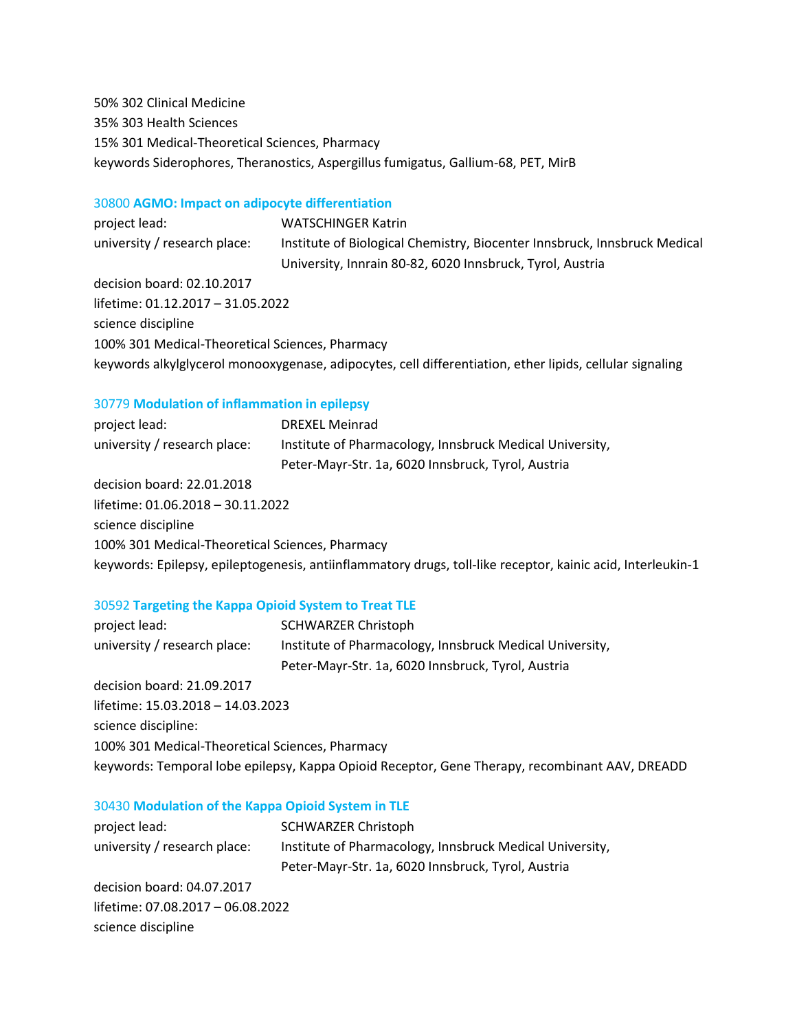50% 302 Clinical Medicine
35% 303 Health Sciences
15% 301 Medical-Theoretical Sciences, Pharmacy
keywords Siderophores, Theranostics, Aspergillus fumigatus, Gallium-68, PET, MirB

### 30800 **AGMO: Impact on adipocyte differentiation**

project lead: WATSCHINGER Katrin
university / research place: Institute of Biological Chemistry, Biocenter Innsbruck, Innsbruck Medical University, Innrain 80-82, 6020 Innsbruck, Tyrol, Austria
decision board: 02.10.2017
lifetime: 01.12.2017 – 31.05.2022
science discipline
100% 301 Medical-Theoretical Sciences, Pharmacy
keywords alkylglycerol monooxygenase, adipocytes, cell differentiation, ether lipids, cellular signaling

### 30779 **Modulation of inflammation in epilepsy**

project lead: DREXEL Meinrad
university / research place: Institute of Pharmacology, Innsbruck Medical University, Peter-Mayr-Str. 1a, 6020 Innsbruck, Tyrol, Austria
decision board: 22.01.2018
lifetime: 01.06.2018 – 30.11.2022
science discipline
100% 301 Medical-Theoretical Sciences, Pharmacy
keywords: Epilepsy, epileptogenesis, antiinflammatory drugs, toll-like receptor, kainic acid, Interleukin-1

### 30592 **Targeting the Kappa Opioid System to Treat TLE**

project lead: SCHWARZER Christoph
university / research place: Institute of Pharmacology, Innsbruck Medical University, Peter-Mayr-Str. 1a, 6020 Innsbruck, Tyrol, Austria
decision board: 21.09.2017
lifetime: 15.03.2018 – 14.03.2023
science discipline:
100% 301 Medical-Theoretical Sciences, Pharmacy
keywords: Temporal lobe epilepsy, Kappa Opioid Receptor, Gene Therapy, recombinant AAV, DREADD

### 30430 **Modulation of the Kappa Opioid System in TLE**

project lead: SCHWARZER Christoph
university / research place: Institute of Pharmacology, Innsbruck Medical University, Peter-Mayr-Str. 1a, 6020 Innsbruck, Tyrol, Austria
decision board: 04.07.2017
lifetime: 07.08.2017 – 06.08.2022
science discipline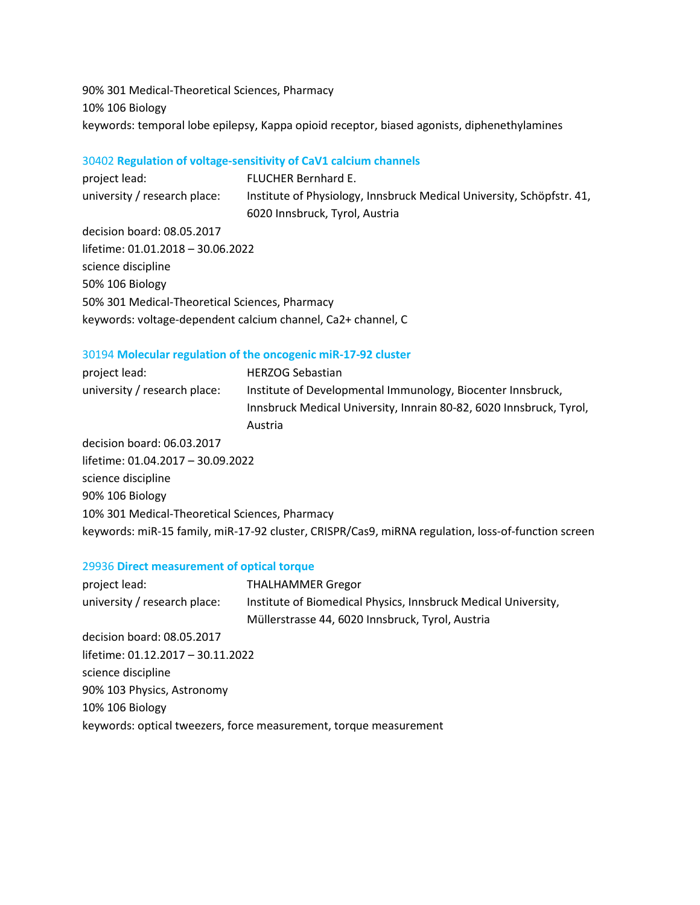90% 301 Medical-Theoretical Sciences, Pharmacy
10% 106 Biology
keywords: temporal lobe epilepsy, Kappa opioid receptor, biased agonists, diphenethylamines

### 30402 **Regulation of voltage-sensitivity of CaV1 calcium channels**

project lead: FLUCHER Bernhard E.
university / research place: Institute of Physiology, Innsbruck Medical University, Schöpfstr. 41, 6020 Innsbruck, Tyrol, Austria
decision board: 08.05.2017
lifetime: 01.01.2018 – 30.06.2022
science discipline
50% 106 Biology
50% 301 Medical-Theoretical Sciences, Pharmacy
keywords: voltage-dependent calcium channel, Ca2+ channel, C

### 30194 **Molecular regulation of the oncogenic miR-17-92 cluster**

project lead: HERZOG Sebastian
university / research place: Institute of Developmental Immunology, Biocenter Innsbruck, Innsbruck Medical University, Innrain 80-82, 6020 Innsbruck, Tyrol, Austria
decision board: 06.03.2017
lifetime: 01.04.2017 – 30.09.2022
science discipline
90% 106 Biology
10% 301 Medical-Theoretical Sciences, Pharmacy
keywords: miR-15 family, miR-17-92 cluster, CRISPR/Cas9, miRNA regulation, loss-of-function screen

### 29936 **Direct measurement of optical torque**

project lead: THALHAMMER Gregor
university / research place: Institute of Biomedical Physics, Innsbruck Medical University, Müllerstrasse 44, 6020 Innsbruck, Tyrol, Austria
decision board: 08.05.2017
lifetime: 01.12.2017 – 30.11.2022
science discipline
90% 103 Physics, Astronomy
10% 106 Biology
keywords: optical tweezers, force measurement, torque measurement